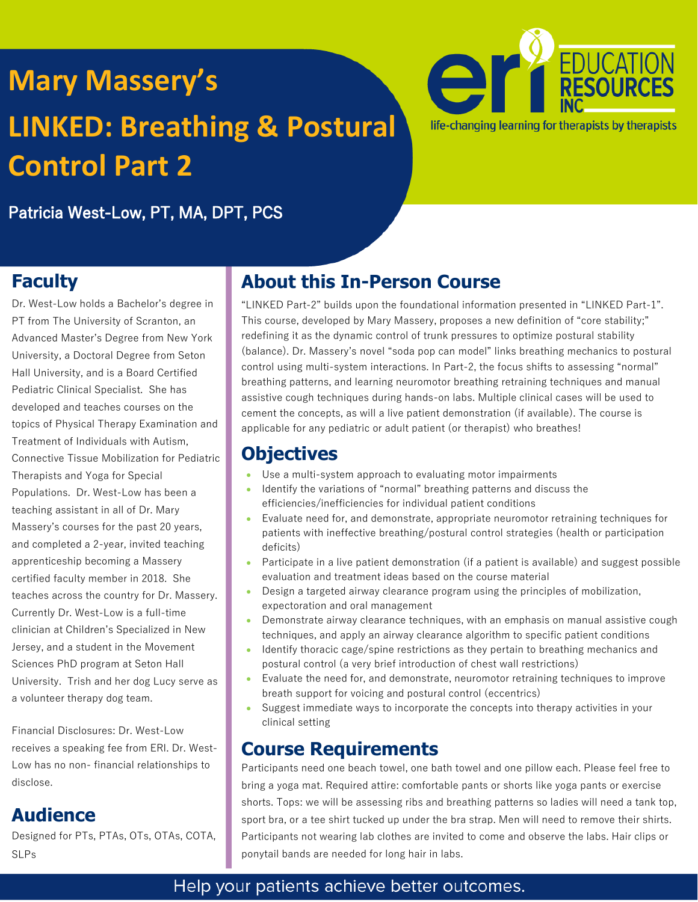# Mary Massery's LINKED: Breathing & Postural Control Part 2

**Patricia West-Low, PT, MA, DPT, PCS**

EDUCATION RESOURCES INC

life-changing learning for therapists by therapists

## About this In-Person Course

"LINKED Part-2" builds upon the foundational information presented in "LINKED Part-1". This course, developed by Mary Massery, proposes a new definition of "core stability;" redefining it as the dynamic control of trunk pressures to optimize postural stability (balance). Dr. Massery's novel "soda pop can model" links breathing mechanics to postural control using multi-system interactions. In Part-2, the focus shifts to assessing "normal" breathing patterns, and learning neuromotor breathing retraining techniques and manual assistive cough techniques during hands-on labs. Multiple clinical cases will be used to cement the concepts, as will a live patient demonstration (if available). The course is applicable for any pediatric or adult patient (or therapist) who breathes!

## Objectives

- Use a multi-system approach to evaluating motor impairments
- Identify the variations of "normal" breathing patterns and discuss the efficiencies/inefficiencies for individual patient conditions
- Evaluate need for, and demonstrate, appropriate neuromotor retraining techniques for patients with ineffective breathing/postural control strategies (health or participation deficits)
- Participate in a live patient demonstration (if a patient is available) and suggest possible evaluation and treatment ideas based on the course material
- Design a targeted airway clearance program using the principles of mobilization, expectoration and oral management
- Demonstrate airway clearance techniques, with an emphasis on manual assistive cough techniques, and apply an airway clearance algorithm to specific patient conditions
- Identify thoracic cage/spine restrictions as they pertain to breathing mechanics and postural control (a very brief introduction of chest wall restrictions)
- Evaluate the need for, and demonstrate, neuromotor retraining techniques to improve breath support for voicing and postural control (eccentrics)
- Suggest immediate ways to incorporate the concepts into therapy activities in your clinical setting

## Course Requirements

Participants need one beach towel, one bath towel and one pillow each. Please feel free to bring a yoga mat. Required attire: comfortable pants or shorts like yoga pants or exercise shorts. Tops: we will be assessing ribs and breathing patterns so ladies will need a tank top, sport bra, or a tee shirt tucked up under the bra strap. Men will need to remove their shirts. Participants not wearing lab clothes are invited to come and observe the labs. Hair clips or ponytail bands are needed for long hair in labs.

## Faculty

Dr. West-Low holds a Bachelor's degree in PT from The University of Scranton, an Advanced Master's Degree from New York University, a Doctoral Degree from Seton Hall University, and is a Board Certified Pediatric Clinical Specialist. She has developed and teaches courses on the topics of Physical Therapy Examination and Treatment of Individuals with Autism, Connective Tissue Mobilization for Pediatric Therapists and Yoga for Special Populations. Dr. West-Low has been a teaching assistant in all of Dr. Mary Massery's courses for the past 20 years, and completed a 2-year, invited teaching apprenticeship becoming a Massery certified faculty member in 2018. She teaches across the country for Dr. Massery. Currently Dr. West-Low is a full-time clinician at Children's Specialized in New Jersey, and a student in the Movement Sciences PhD program at Seton Hall University. Trish and her dog Lucy serve as a volunteer therapy dog team.

Financial Disclosures: Dr. West-Low receives a speaking fee from ERI. Dr. West-Low has no non- financial relationships to disclose.

## Audience

Designed for PTs, PTAs, OTs, OTAs, COTA, SLPs

Help your patients achieve better outcomes.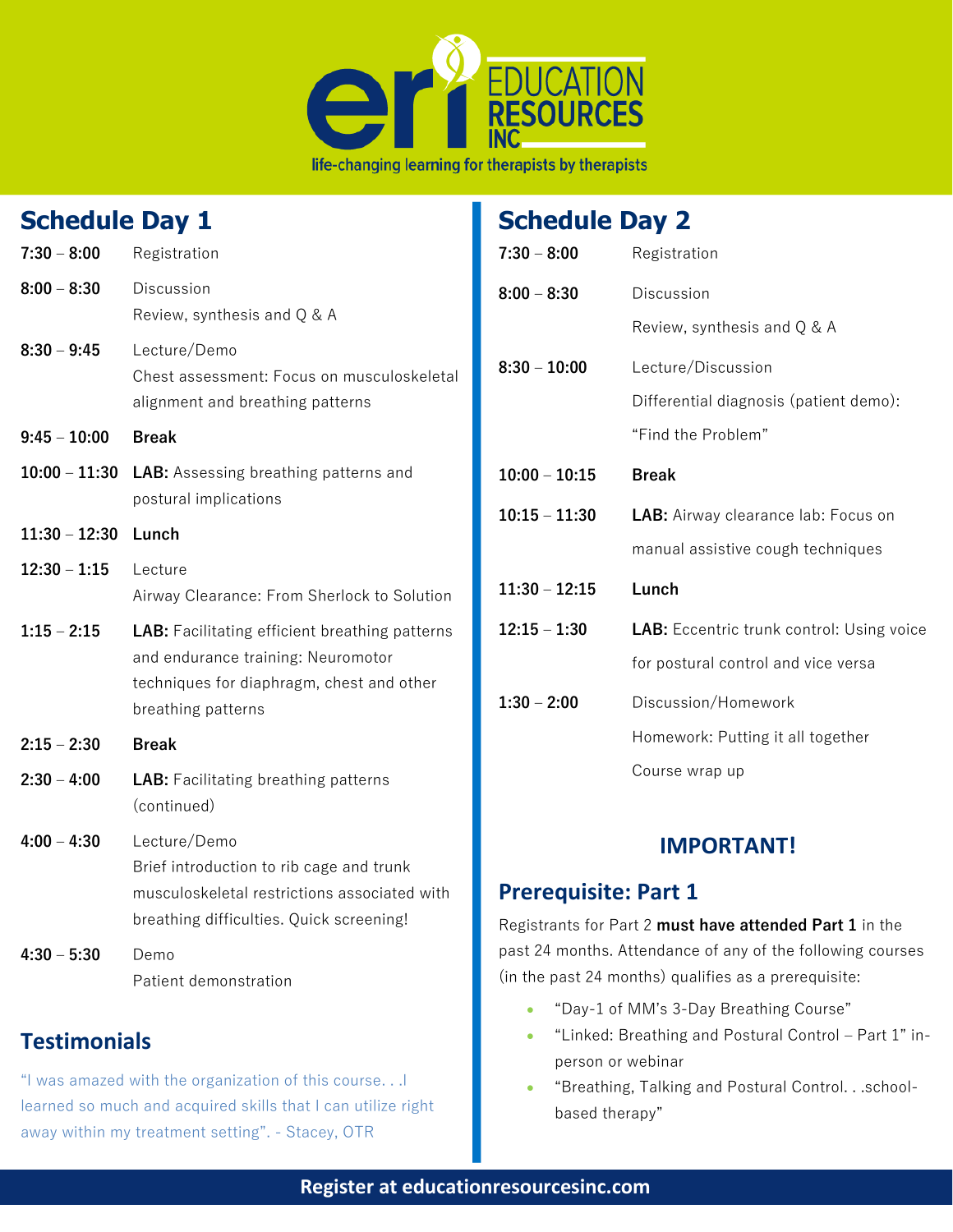## Schedule Day 1

| | |
|---|---|
| **7:30 – 8:00** | Registration |
| **8:00 – 8:30** | Discussion<br>Review, synthesis and Q & A |
| **8:30 – 9:45** | Lecture/Demo<br>Chest assessment: Focus on musculoskeletal alignment and breathing patterns |
| **9:45 – 10:00** | **Break** |
| **10:00 – 11:30** | **LAB:** Assessing breathing patterns and postural implications |
| **11:30 – 12:30** | **Lunch** |
| **12:30 – 1:15** | Lecture<br>Airway Clearance: From Sherlock to Solution |
| **1:15 – 2:15** | **LAB:** Facilitating efficient breathing patterns and endurance training: Neuromotor techniques for diaphragm, chest and other breathing patterns |
| **2:15 – 2:30** | **Break** |
| **2:30 – 4:00** | **LAB:** Facilitating breathing patterns (continued) |
| **4:00 – 4:30** | Lecture/Demo<br>Brief introduction to rib cage and trunk musculoskeletal restrictions associated with breathing difficulties. Quick screening! |
| **4:30 – 5:30** | Demo<br>Patient demonstration |

## Testimonials

"I was amazed with the organization of this course. . .I learned so much and acquired skills that I can utilize right away within my treatment setting". - Stacey, OTR

## Schedule Day 2

| | |
|---|---|
| **7:30 – 8:00** | Registration |
| **8:00 – 8:30** | Discussion<br>Review, synthesis and Q & A |
| **8:30 – 10:00** | Lecture/Discussion<br>Differential diagnosis (patient demo): "Find the Problem" |
| **10:00 – 10:15** | **Break** |
| **10:15 – 11:30** | **LAB:** Airway clearance lab: Focus on manual assistive cough techniques |
| **11:30 – 12:15** | **Lunch** |
| **12:15 – 1:30** | **LAB:** Eccentric trunk control: Using voice for postural control and vice versa |
| **1:30 – 2:00** | Discussion/Homework<br>Homework: Putting it all together<br>Course wrap up |

## IMPORTANT!

## Prerequisite: Part 1

Registrants for Part 2 **must have attended Part 1** in the past 24 months. Attendance of any of the following courses (in the past 24 months) qualifies as a prerequisite:

- "Day-1 of MM's 3-Day Breathing Course"
- "Linked: Breathing and Postural Control – Part 1" in-person or webinar
- "Breathing, Talking and Postural Control. . .school-based therapy"

**Register at educationresourcesinc.com**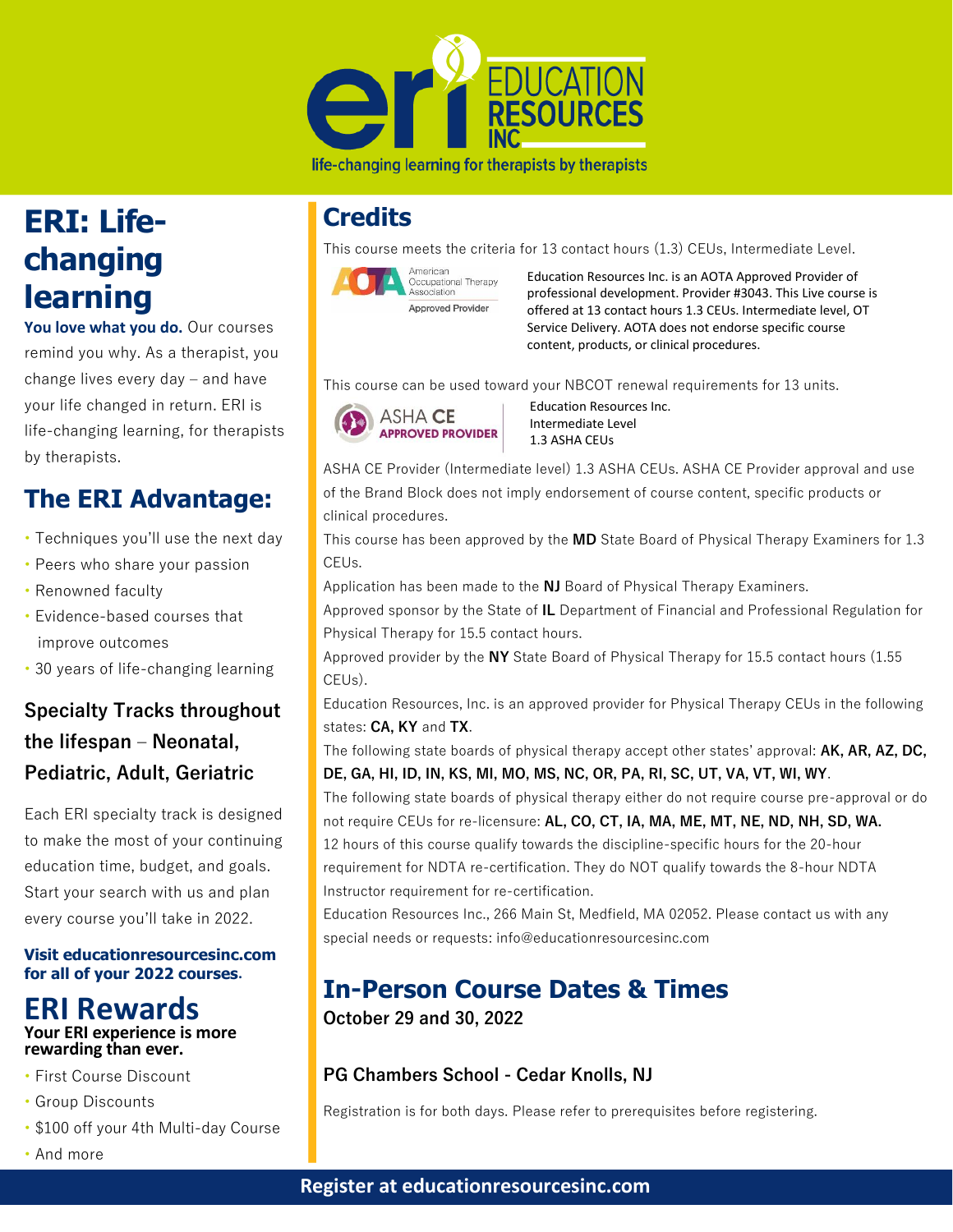# EDUCATION RESOURCES INC

life-changing learning for therapists by therapists

## ERI: Life-changing learning

**You love what you do.** Our courses remind you why. As a therapist, you change lives every day – and have your life changed in return. ERI is life-changing learning, for therapists by therapists.

## The ERI Advantage:

- Techniques you'll use the next day
- Peers who share your passion
- Renowned faculty
- Evidence-based courses that improve outcomes
- 30 years of life-changing learning

### Specialty Tracks throughout the lifespan – Neonatal, Pediatric, Adult, Geriatric

Each ERI specialty track is designed to make the most of your continuing education time, budget, and goals. Start your search with us and plan every course you'll take in 2022.

**Visit educationresourcesinc.com for all of your 2022 courses.**

## ERI Rewards

**Your ERI experience is more rewarding than ever.**

- First Course Discount
- Group Discounts
- $100 off your 4th Multi-day Course
- And more

## Credits

This course meets the criteria for 13 contact hours (1.3) CEUs, Intermediate Level.

AOTA American Occupational Therapy Association Approved Provider

Education Resources Inc. is an AOTA Approved Provider of professional development. Provider #3043. This Live course is offered at 13 contact hours 1.3 CEUs. Intermediate level, OT Service Delivery. AOTA does not endorse specific course content, products, or clinical procedures.

This course can be used toward your NBCOT renewal requirements for 13 units.

ASHA CE APPROVED PROVIDER

Education Resources Inc.
Intermediate Level
1.3 ASHA CEUs

ASHA CE Provider (Intermediate level) 1.3 ASHA CEUs. ASHA CE Provider approval and use of the Brand Block does not imply endorsement of course content, specific products or clinical procedures.

This course has been approved by the **MD** State Board of Physical Therapy Examiners for 1.3 CEUs.

Application has been made to the **NJ** Board of Physical Therapy Examiners.

Approved sponsor by the State of **IL** Department of Financial and Professional Regulation for Physical Therapy for 15.5 contact hours.

Approved provider by the **NY** State Board of Physical Therapy for 15.5 contact hours (1.55 CEUs).

Education Resources, Inc. is an approved provider for Physical Therapy CEUs in the following states: **CA, KY** and **TX**.

The following state boards of physical therapy accept other states' approval: **AK, AR, AZ, DC, DE, GA, HI, ID, IN, KS, MI, MO, MS, NC, OR, PA, RI, SC, UT, VA, VT, WI, WY**.

The following state boards of physical therapy either do not require course pre-approval or do not require CEUs for re-licensure: **AL, CO, CT, IA, MA, ME, MT, NE, ND, NH, SD, WA.**

12 hours of this course qualify towards the discipline-specific hours for the 20-hour requirement for NDTA re-certification. They do NOT qualify towards the 8-hour NDTA Instructor requirement for re-certification.

Education Resources Inc., 266 Main St, Medfield, MA 02052. Please contact us with any special needs or requests: info@educationresourcesinc.com

## In-Person Course Dates & Times

**October 29 and 30, 2022**

### PG Chambers School - Cedar Knolls, NJ

Registration is for both days. Please refer to prerequisites before registering.

**Register at educationresourcesinc.com**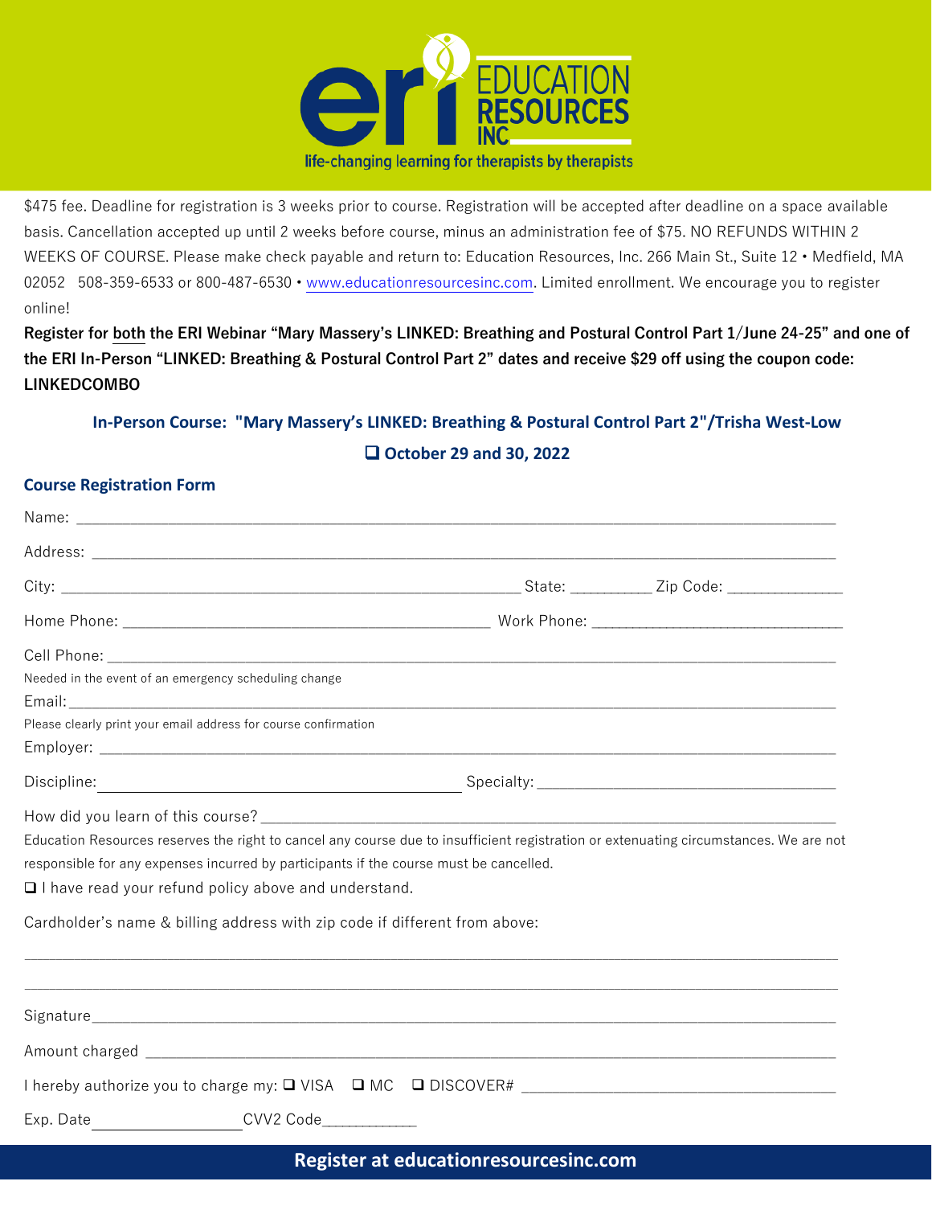**ERI EDUCATION RESOURCES INC**

life-changing learning for therapists by therapists

$475 fee. Deadline for registration is 3 weeks prior to course. Registration will be accepted after deadline on a space available basis. Cancellation accepted up until 2 weeks before course, minus an administration fee of $75. NO REFUNDS WITHIN 2 WEEKS OF COURSE. Please make check payable and return to: Education Resources, Inc. 266 Main St., Suite 12 • Medfield, MA 02052 508-359-6533 or 800-487-6530 • www.educationresourcesinc.com. Limited enrollment. We encourage you to register online!

**Register for both the ERI Webinar "Mary Massery's LINKED: Breathing and Postural Control Part 1/June 24-25" and one of the ERI In-Person "LINKED: Breathing & Postural Control Part 2" dates and receive $29 off using the coupon code: LINKEDCOMBO**

**In-Person Course: "Mary Massery's LINKED: Breathing & Postural Control Part 2"/Trisha West-Low**

❑ **October 29 and 30, 2022**

## Course Registration Form

Name: ______________________________

Address: ______________________________

City: ______________________________ State: __________ Zip Code: ______________

Home Phone: ______________________________ Work Phone: ______________________________

Cell Phone: ______________________________

Needed in the event of an emergency scheduling change

Email: ______________________________

Please clearly print your email address for course confirmation

Employer: ______________________________

Discipline: ______________________________ Specialty: ______________________________

How did you learn of this course? ______________________________

Education Resources reserves the right to cancel any course due to insufficient registration or extenuating circumstances. We are not responsible for any expenses incurred by participants if the course must be cancelled.

❑ I have read your refund policy above and understand.

Cardholder's name & billing address with zip code if different from above:

______________________________

______________________________

Signature ______________________________

Amount charged ______________________________

I hereby authorize you to charge my: ❑ VISA ❑ MC ❑ DISCOVER# ______________________________

Exp. Date ______________ CVV2 Code ___________

**Register at educationresourcesinc.com**